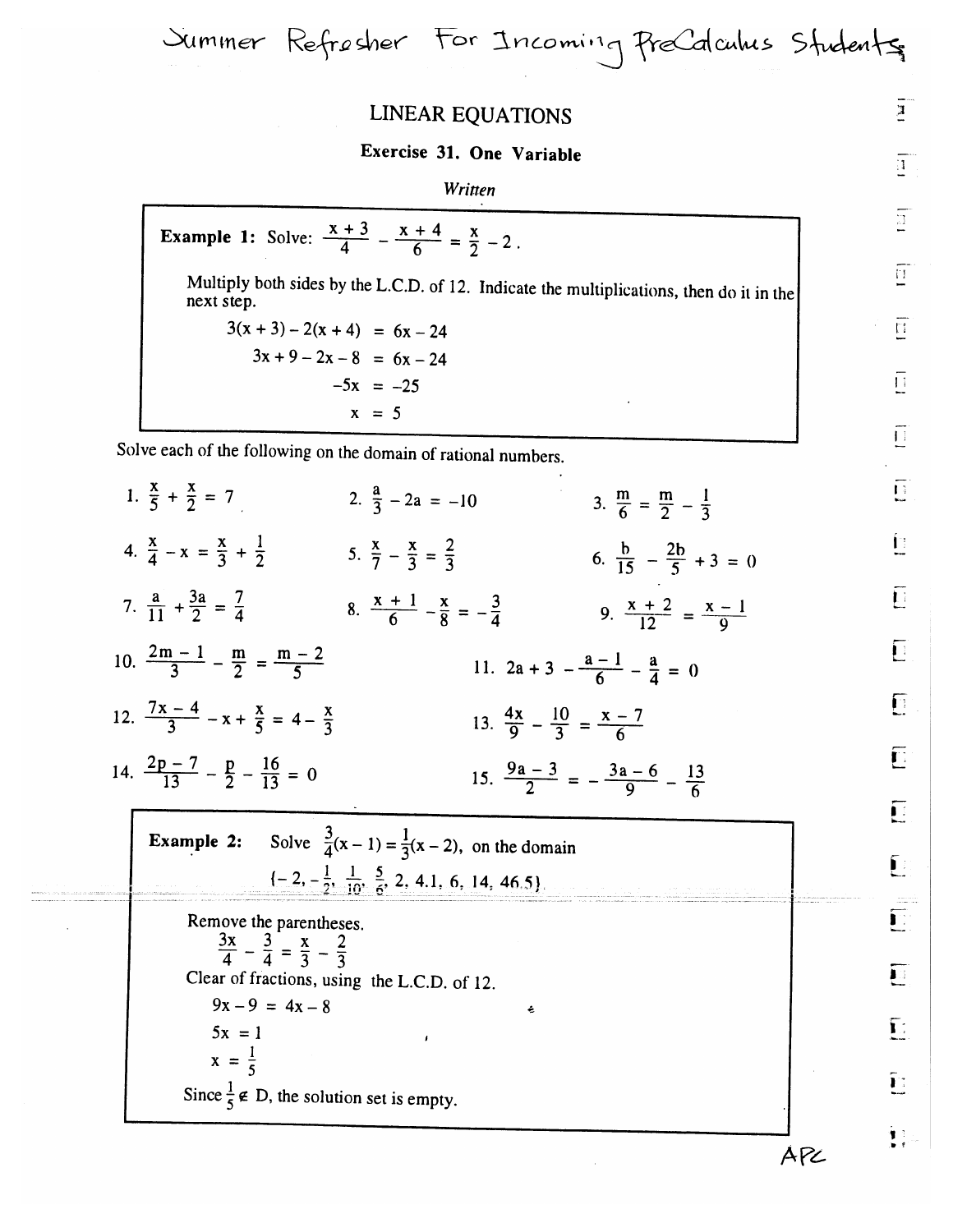Summer Refresher For Incoming PreCalculus Students

# LINEAR EQUATIONS

## Exercise 31. One Variable

*Written*

**Example 1:** Solve: $\frac{x+3}{4} - \frac{x+4}{6} = \frac{x}{2} - 2$.

Multiply both sides by the L.C.D. of 12. Indicate the multiplications, then do it in the next step.

$$3(x+3) - 2(x+4) = 6x - 24$$
$$3x + 9 - 2x - 8 = 6x - 24$$
$$-5x = -25$$
$$x = 5$$

Solve each of the following on the domain of rational numbers.

1. $\frac{x}{5} + \frac{x}{2} = 7$
2. $\frac{a}{3} - 2a = -10$
3. $\frac{m}{6} = \frac{m}{2} - \frac{1}{3}$
4. $\frac{x}{4} - x = \frac{x}{3} + \frac{1}{2}$
5. $\frac{x}{7} - \frac{x}{3} = \frac{2}{3}$
6. $\frac{b}{15} - \frac{2b}{5} + 3 = 0$
7. $\frac{a}{11} + \frac{3a}{2} = \frac{7}{4}$
8. $\frac{x+1}{6} - \frac{x}{8} = -\frac{3}{4}$
9. $\frac{x+2}{12} = \frac{x-1}{9}$
10. $\frac{2m-1}{3} - \frac{m}{2} = \frac{m-2}{5}$
11. $2a + 3 - \frac{a-1}{6} - \frac{a}{4} = 0$
12. $\frac{7x-4}{3} - x + \frac{x}{5} = 4 - \frac{x}{3}$
13. $\frac{4x}{9} - \frac{10}{3} = \frac{x-7}{6}$
14. $\frac{2p-7}{13} - \frac{p}{2} - \frac{16}{13} = 0$
15. $\frac{9a-3}{2} = -\frac{3a-6}{9} - \frac{13}{6}$

**Example 2:** Solve $\frac{3}{4}(x-1) = \frac{1}{3}(x-2)$, on the domain $\{-2, -\frac{1}{2}, \frac{1}{10}, \frac{5}{6}, 2, 4.1, 6, 14, 46.5\}$.

Remove the parentheses.

$$\frac{3x}{4} - \frac{3}{4} = \frac{x}{3} - \frac{2}{3}$$

Clear of fractions, using the L.C.D. of 12.

$$9x - 9 = 4x - 8$$
$$5x = 1$$
$$x = \frac{1}{5}$$

Since $\frac{1}{5} \notin D$, the solution set is empty.

APC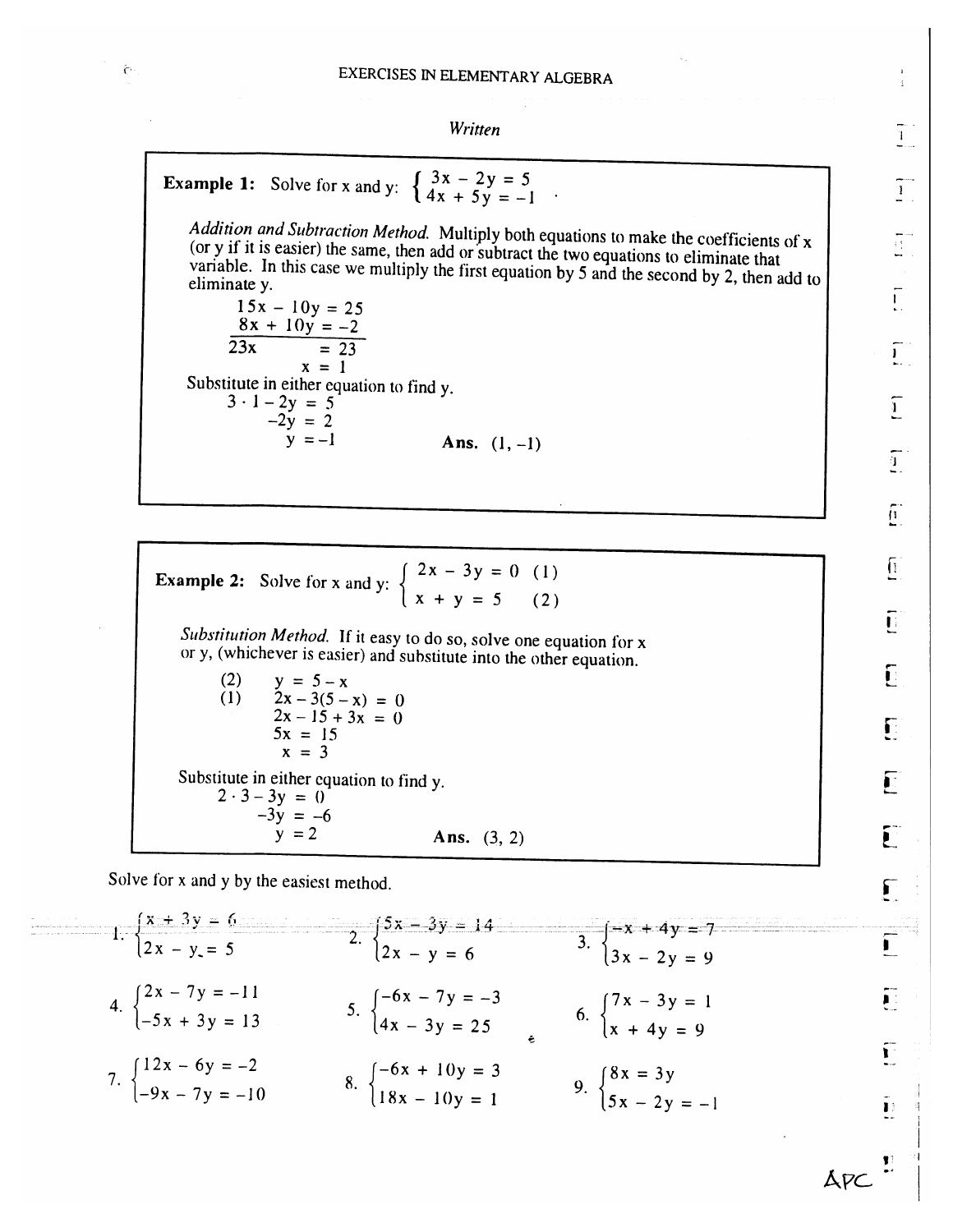EXERCISES IN ELEMENTARY ALGEBRA

*Written*

**Example 1:** Solve for x and y: $\begin{cases} 3x - 2y = 5 \\ 4x + 5y = -1 \end{cases}$

*Addition and Subtraction Method.* Multiply both equations to make the coefficients of x (or y if it is easier) the same, then add or subtract the two equations to eliminate that variable. In this case we multiply the first equation by 5 and the second by 2, then add to eliminate y.

$$\begin{aligned} 15x - 10y &= 25 \\ 8x + 10y &= -2 \\ \hline 23x \quad\quad &= 23 \\ x &= 1 \end{aligned}$$

Substitute in either equation to find y.

$$\begin{aligned} 3 \cdot 1 - 2y &= 5 \\ -2y &= 2 \\ y &= -1 \end{aligned}$$

**Ans.** (1, −1)

**Example 2:** Solve for x and y: $\begin{cases} 2x - 3y = 0 & (1) \\ x + y = 5 & (2) \end{cases}$

*Substitution Method.* If it easy to do so, solve one equation for x or y, (whichever is easier) and substitute into the other equation.

$$\begin{aligned} (2) \quad & y = 5 - x \\ (1) \quad & 2x - 3(5 - x) = 0 \\ & 2x - 15 + 3x = 0 \\ & 5x = 15 \\ & x = 3 \end{aligned}$$

Substitute in either equation to find y.

$$\begin{aligned} 2 \cdot 3 - 3y &= 0 \\ -3y &= -6 \\ y &= 2 \end{aligned}$$

**Ans.** (3, 2)

Solve for x and y by the easiest method.

1. $\begin{cases} x + 3y = 6 \\ 2x - y = 5 \end{cases}$

2. $\begin{cases} 5x - 3y = 14 \\ 2x - y = 6 \end{cases}$

3. $\begin{cases} -x + 4y = 7 \\ 3x - 2y = 9 \end{cases}$

4. $\begin{cases} 2x - 7y = -11 \\ -5x + 3y = 13 \end{cases}$

5. $\begin{cases} -6x - 7y = -3 \\ 4x - 3y = 25 \end{cases}$

6. $\begin{cases} 7x - 3y = 1 \\ x + 4y = 9 \end{cases}$

7. $\begin{cases} 12x - 6y = -2 \\ -9x - 7y = -10 \end{cases}$

8. $\begin{cases} -6x + 10y = 3 \\ 18x - 10y = 1 \end{cases}$

9. $\begin{cases} 8x = 3y \\ 5x - 2y = -1 \end{cases}$

APC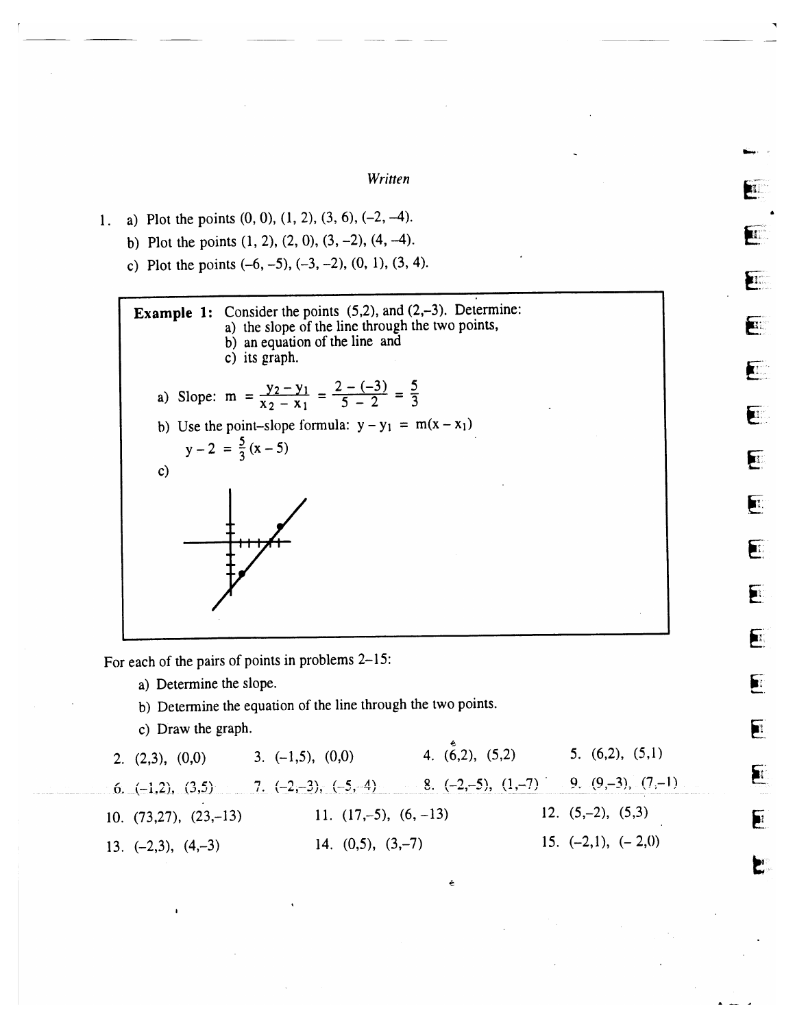*Written*

1. a) Plot the points (0, 0), (1, 2), (3, 6), (–2, –4).

   b) Plot the points (1, 2), (2, 0), (3, –2), (4, –4).

   c) Plot the points (–6, –5), (–3, –2), (0, 1), (3, 4).

**Example 1:** Consider the points (5,2), and (2,–3). Determine:

a) the slope of the line through the two points,

b) an equation of the line and

c) its graph.

a) Slope: $m = \dfrac{y_2 - y_1}{x_2 - x_1} = \dfrac{2-(-3)}{5-2} = \dfrac{5}{3}$

b) Use the point–slope formula: $y - y_1 = m(x - x_1)$

$$y - 2 = \frac{5}{3}(x - 5)$$

c)

For each of the pairs of points in problems 2–15:

a) Determine the slope.

b) Determine the equation of the line through the two points.

c) Draw the graph.

2. (2,3), (0,0)
3. (–1,5), (0,0)
4. (6,2), (5,2)
5. (6,2), (5,1)
6. (–1,2), (3,5)
7. (–2,–3), (–5,–4)
8. (–2,–5), (1,–7)
9. (9,–3), (7,–1)
10. (73,27), (23,–13)
11. (17,–5), (6, –13)
12. (5,–2), (5,3)
13. (–2,3), (4,–3)
14. (0,5), (3,–7)
15. (–2,1), (– 2,0)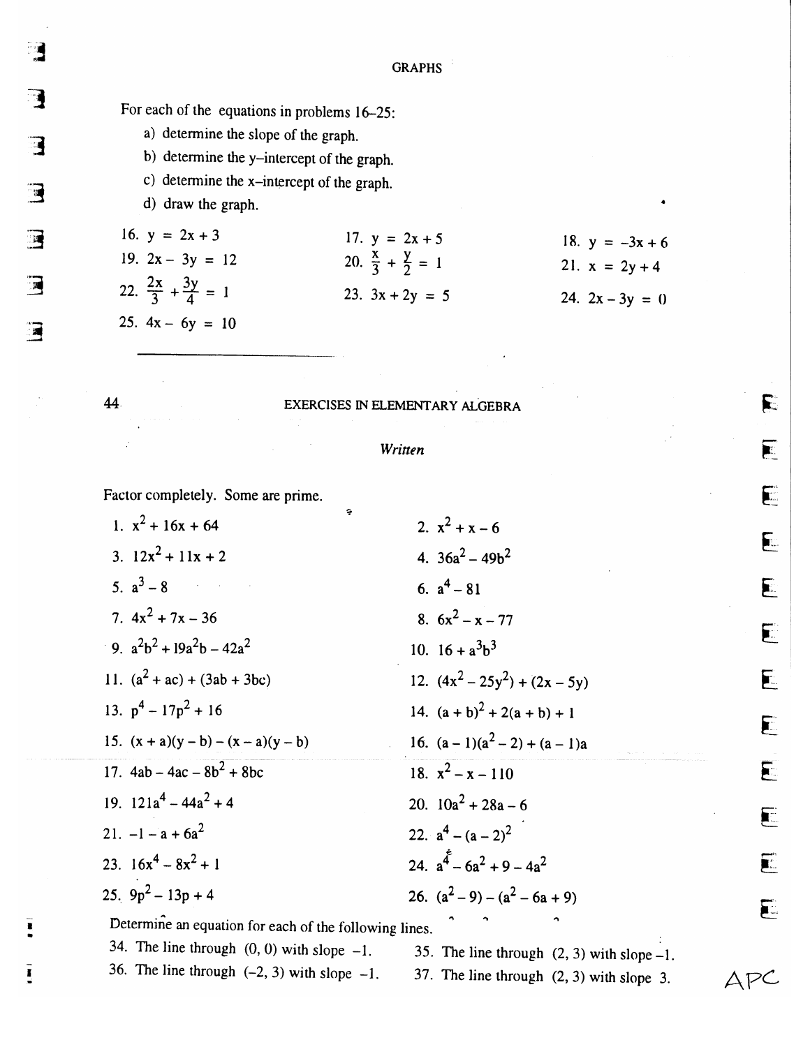## GRAPHS

For each of the equations in problems 16–25:

a) determine the slope of the graph.

b) determine the y–intercept of the graph.

c) determine the x–intercept of the graph.

d) draw the graph.

16. $y = 2x + 3$

17. $y = 2x + 5$

18. $y = -3x + 6$

19. $2x - 3y = 12$

20. $\frac{x}{3} + \frac{y}{2} = 1$

21. $x = 2y + 4$

22. $\frac{2x}{3} + \frac{3y}{4} = 1$

23. $3x + 2y = 5$

24. $2x - 3y = 0$

25. $4x - 6y = 10$

---

## EXERCISES IN ELEMENTARY ALGEBRA

*Written*

Factor completely. Some are prime.

1. $x^2 + 16x + 64$
2. $x^2 + x - 6$
3. $12x^2 + 11x + 2$
4. $36a^2 - 49b^2$
5. $a^3 - 8$
6. $a^4 - 81$
7. $4x^2 + 7x - 36$
8. $6x^2 - x - 77$
9. $a^2b^2 + 19a^2b - 42a^2$
10. $16 + a^3b^3$
11. $(a^2 + ac) + (3ab + 3bc)$
12. $(4x^2 - 25y^2) + (2x - 5y)$
13. $p^4 - 17p^2 + 16$
14. $(a + b)^2 + 2(a + b) + 1$
15. $(x + a)(y - b) - (x - a)(y - b)$
16. $(a - 1)(a^2 - 2) + (a - 1)a$
17. $4ab - 4ac - 8b^2 + 8bc$
18. $x^2 - x - 110$
19. $121a^4 - 44a^2 + 4$
20. $10a^2 + 28a - 6$
21. $-1 - a + 6a^2$
22. $a^4 - (a - 2)^2$
23. $16x^4 - 8x^2 + 1$
24. $a^4 - 6a^2 + 9 - 4a^2$
25. $9p^2 - 13p + 4$
26. $(a^2 - 9) - (a^2 - 6a + 9)$

Determine an equation for each of the following lines.

34. The line through $(0, 0)$ with slope $-1$.

35. The line through $(2, 3)$ with slope $-1$.

36. The line through $(-2, 3)$ with slope $-1$.

37. The line through $(2, 3)$ with slope $3$.

APC